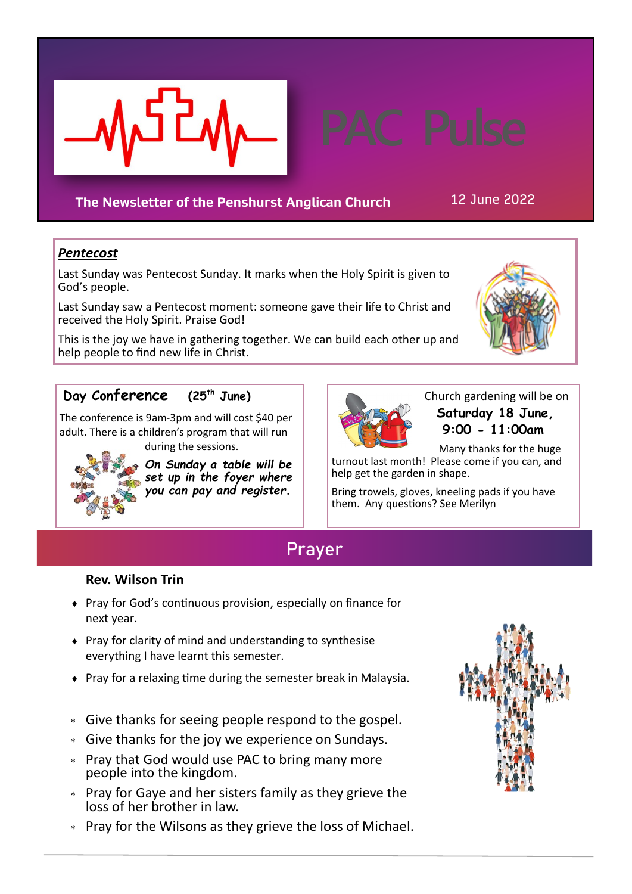# PAC Pulse

**The Newsletter of the Penshurst Anglican Church**

12 June 2022

## *Pentecost*

Last Sunday was Pentecost Sunday. It marks when the Holy Spirit is given to God's people.

Last Sunday saw a Pentecost moment: someone gave their life to Christ and received the Holy Spirit. Praise God!

This is the joy we have in gathering together. We can build each other up and help people to find new life in Christ.

## Day Conference (25th June)

The conference is 9am-3pm and will cost $40 per adult. There is a children's program that will run during the sessions.

***On Sunday a table will be set up in the foyer where you can pay and register.***

Church gardening will be on **Saturday 18 June, 9:00 - 11:00am**

Many thanks for the huge turnout last month! Please come if you can, and help get the garden in shape.

Bring trowels, gloves, kneeling pads if you have them. Any questions? See Merilyn

## Prayer

**Rev. Wilson Trin**

- Pray for God's continuous provision, especially on finance for next year.
- Pray for clarity of mind and understanding to synthesise everything I have learnt this semester.
- Pray for a relaxing time during the semester break in Malaysia.

* Give thanks for seeing people respond to the gospel.
* Give thanks for the joy we experience on Sundays.
* Pray that God would use PAC to bring many more people into the kingdom.
* Pray for Gaye and her sisters family as they grieve the loss of her brother in law.
* Pray for the Wilsons as they grieve the loss of Michael.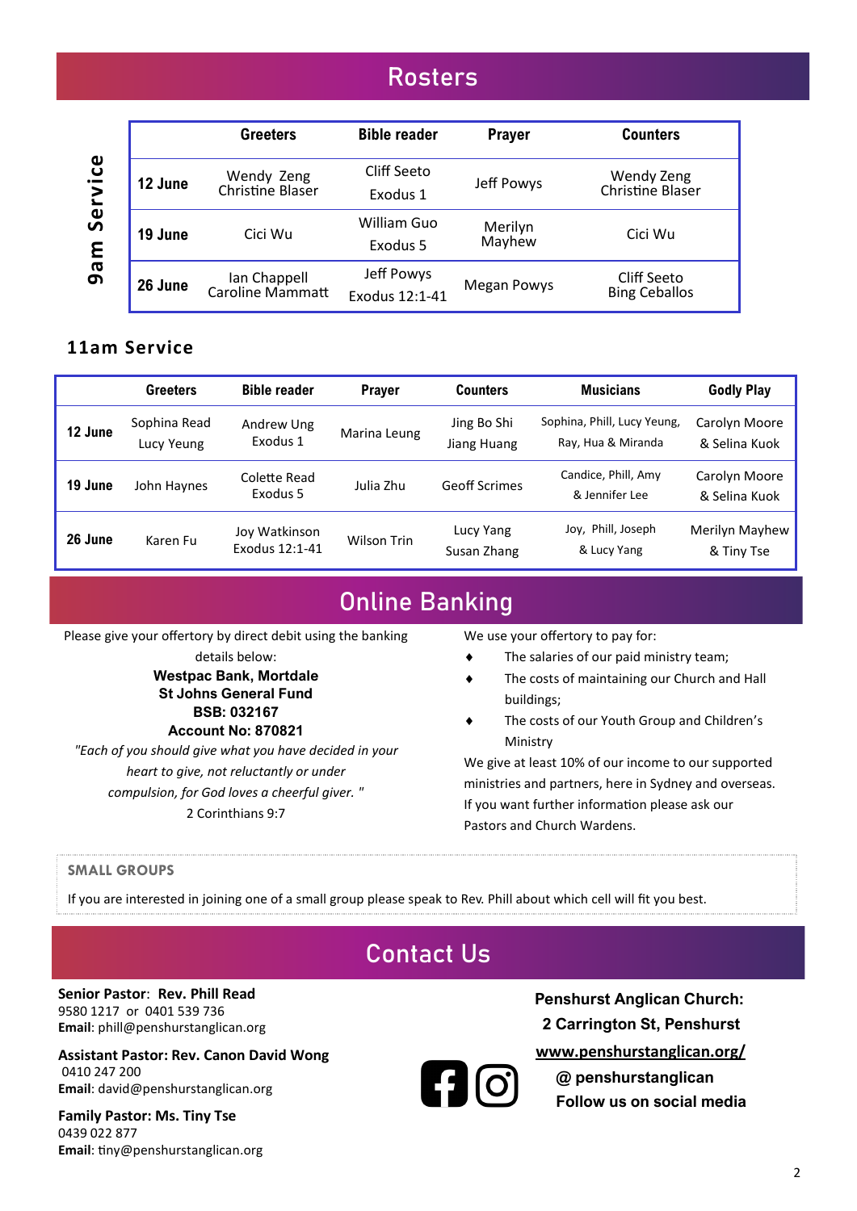# Rosters

## 9am Service

| | Greeters | Bible reader | Prayer | Counters |
|---|---|---|---|---|
| 12 June | Wendy Zeng Christine Blaser | Cliff Seeto Exodus 1 | Jeff Powys | Wendy Zeng Christine Blaser |
| 19 June | Cici Wu | William Guo Exodus 5 | Merilyn Mayhew | Cici Wu |
| 26 June | Ian Chappell Caroline Mammatt | Jeff Powys Exodus 12:1-41 | Megan Powys | Cliff Seeto Bing Ceballos |

## 11am Service

| | Greeters | Bible reader | Prayer | Counters | Musicians | Godly Play |
|---|---|---|---|---|---|---|
| 12 June | Sophina Read Lucy Yeung | Andrew Ung Exodus 1 | Marina Leung | Jing Bo Shi Jiang Huang | Sophina, Phill, Lucy Yeung, Ray, Hua & Miranda | Carolyn Moore & Selina Kuok |
| 19 June | John Haynes | Colette Read Exodus 5 | Julia Zhu | Geoff Scrimes | Candice, Phill, Amy & Jennifer Lee | Carolyn Moore & Selina Kuok |
| 26 June | Karen Fu | Joy Watkinson Exodus 12:1-41 | Wilson Trin | Lucy Yang Susan Zhang | Joy, Phill, Joseph & Lucy Yang | Merilyn Mayhew & Tiny Tse |

# Online Banking

Please give your offertory by direct debit using the banking details below:

**Westpac Bank, Mortdale**
**St Johns General Fund**
**BSB: 032167**
**Account No: 870821**

*"Each of you should give what you have decided in your heart to give, not reluctantly or under compulsion, for God loves a cheerful giver. "*
2 Corinthians 9:7

We use your offertory to pay for:

- The salaries of our paid ministry team;
- The costs of maintaining our Church and Hall buildings;
- The costs of our Youth Group and Children's Ministry

We give at least 10% of our income to our supported ministries and partners, here in Sydney and overseas. If you want further information please ask our Pastors and Church Wardens.

**SMALL GROUPS**

If you are interested in joining one of a small group please speak to Rev. Phill about which cell will fit you best.

# Contact Us

**Senior Pastor**: **Rev. Phill Read**
9580 1217 or 0401 539 736
**Email**: phill@penshurstanglican.org

**Assistant Pastor: Rev. Canon David Wong**
0410 247 200
**Email**: david@penshurstanglican.org

**Family Pastor: Ms. Tiny Tse**
0439 022 877
**Email**: tiny@penshurstanglican.org

**Penshurst Anglican Church:**
**2 Carrington St, Penshurst**
**www.penshurstanglican.org/**
**@ penshurstanglican**
**Follow us on social media**